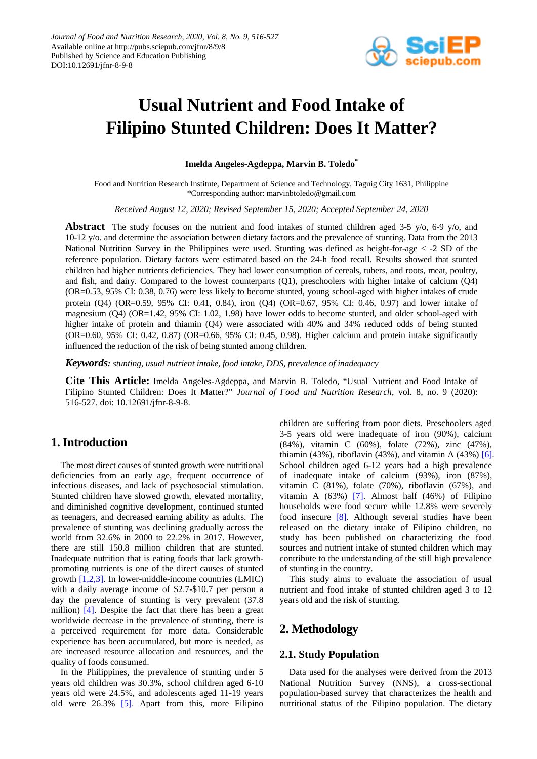# Usual Nutrient and Food Intake of Filipino Stunted Children: Does It Matter?

**Imelda Angeles-Agdeppa, Marvin B. Toledo***

Food and Nutrition Research Institute, Department of Science and Technology, Taguig City 1631, Philippine
*Corresponding author: marvinbtoledo@gmail.com

*Received August 12, 2020; Revised September 15, 2020; Accepted September 24, 2020*

**Abstract** The study focuses on the nutrient and food intakes of stunted children aged 3-5 y/o, 6-9 y/o, and 10-12 y/o. and determine the association between dietary factors and the prevalence of stunting. Data from the 2013 National Nutrition Survey in the Philippines were used. Stunting was defined as height-for-age < -2 SD of the reference population. Dietary factors were estimated based on the 24-h food recall. Results showed that stunted children had higher nutrients deficiencies. They had lower consumption of cereals, tubers, and roots, meat, poultry, and fish, and dairy. Compared to the lowest counterparts (Q1), preschoolers with higher intake of calcium (Q4) (OR=0.53, 95% CI: 0.38, 0.76) were less likely to become stunted, young school-aged with higher intakes of crude protein (Q4) (OR=0.59, 95% CI: 0.41, 0.84), iron (Q4) (OR=0.67, 95% CI: 0.46, 0.97) and lower intake of magnesium (Q4) (OR=1.42, 95% CI: 1.02, 1.98) have lower odds to become stunted, and older school-aged with higher intake of protein and thiamin (Q4) were associated with 40% and 34% reduced odds of being stunted (OR=0.60, 95% CI: 0.42, 0.87) (OR=0.66, 95% CI: 0.45, 0.98). Higher calcium and protein intake significantly influenced the reduction of the risk of being stunted among children.

***Keywords:*** *stunting, usual nutrient intake, food intake, DDS, prevalence of inadequacy*

**Cite This Article:** Imelda Angeles-Agdeppa, and Marvin B. Toledo, "Usual Nutrient and Food Intake of Filipino Stunted Children: Does It Matter?" *Journal of Food and Nutrition Research*, vol. 8, no. 9 (2020): 516-527. doi: 10.12691/jfnr-8-9-8.

## 1. Introduction

The most direct causes of stunted growth were nutritional deficiencies from an early age, frequent occurrence of infectious diseases, and lack of psychosocial stimulation. Stunted children have slowed growth, elevated mortality, and diminished cognitive development, continued stunted as teenagers, and decreased earning ability as adults. The prevalence of stunting was declining gradually across the world from 32.6% in 2000 to 22.2% in 2017. However, there are still 150.8 million children that are stunted. Inadequate nutrition that is eating foods that lack growth-promoting nutrients is one of the direct causes of stunted growth [1,2,3]. In lower-middle-income countries (LMIC) with a daily average income of $2.7-$10.7 per person a day the prevalence of stunting is very prevalent (37.8 million) [4]. Despite the fact that there has been a great worldwide decrease in the prevalence of stunting, there is a perceived requirement for more data. Considerable experience has been accumulated, but more is needed, as are increased resource allocation and resources, and the quality of foods consumed.

In the Philippines, the prevalence of stunting under 5 years old children was 30.3%, school children aged 6-10 years old were 24.5%, and adolescents aged 11-19 years old were 26.3% [5]. Apart from this, more Filipino children are suffering from poor diets. Preschoolers aged 3-5 years old were inadequate of iron (90%), calcium (84%), vitamin C (60%), folate (72%), zinc (47%), thiamin (43%), riboflavin (43%), and vitamin A (43%) [6]. School children aged 6-12 years had a high prevalence of inadequate intake of calcium (93%), iron (87%), vitamin C (81%), folate (70%), riboflavin (67%), and vitamin A (63%) [7]. Almost half (46%) of Filipino households were food secure while 12.8% were severely food insecure [8]. Although several studies have been released on the dietary intake of Filipino children, no study has been published on characterizing the food sources and nutrient intake of stunted children which may contribute to the understanding of the still high prevalence of stunting in the country.

This study aims to evaluate the association of usual nutrient and food intake of stunted children aged 3 to 12 years old and the risk of stunting.

## 2. Methodology

### 2.1. Study Population

Data used for the analyses were derived from the 2013 National Nutrition Survey (NNS), a cross-sectional population-based survey that characterizes the health and nutritional status of the Filipino population. The dietary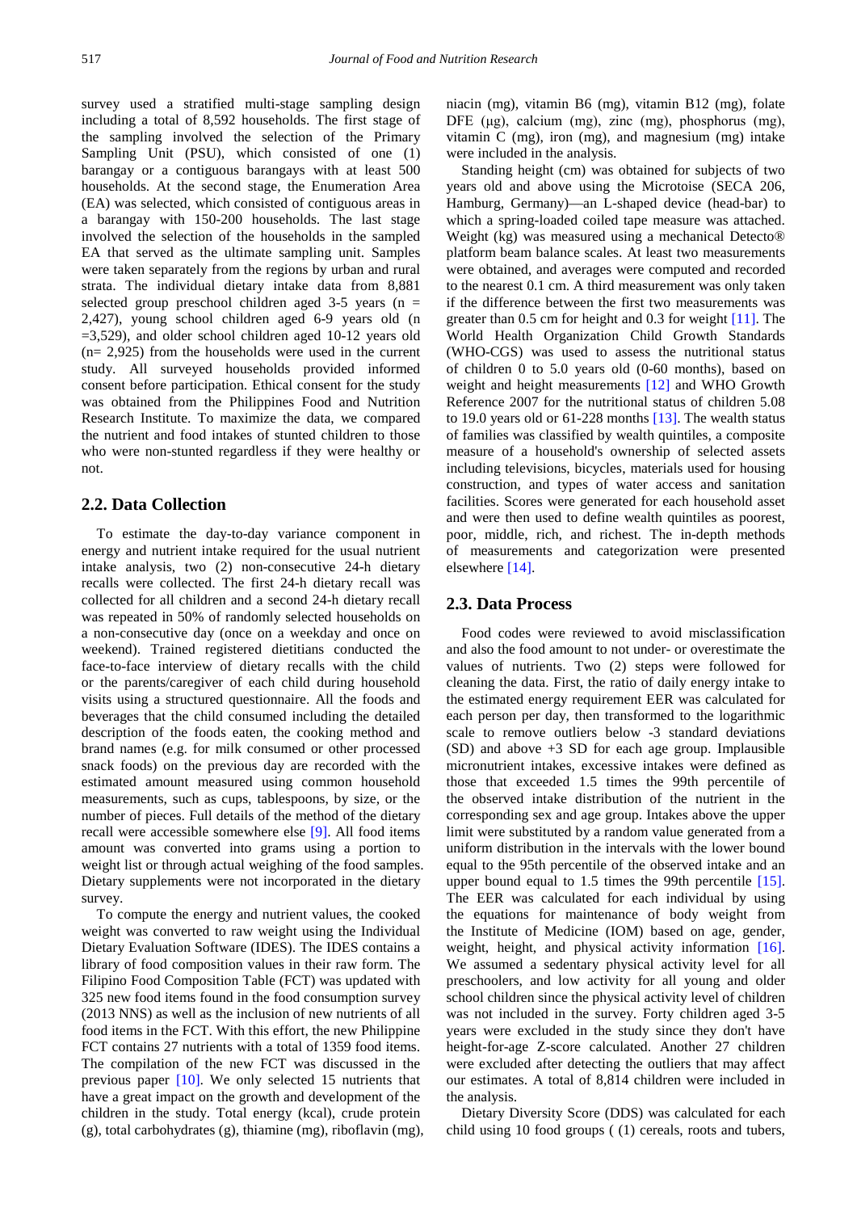survey used a stratified multi-stage sampling design including a total of 8,592 households. The first stage of the sampling involved the selection of the Primary Sampling Unit (PSU), which consisted of one (1) barangay or a contiguous barangays with at least 500 households. At the second stage, the Enumeration Area (EA) was selected, which consisted of contiguous areas in a barangay with 150-200 households. The last stage involved the selection of the households in the sampled EA that served as the ultimate sampling unit. Samples were taken separately from the regions by urban and rural strata. The individual dietary intake data from 8,881 selected group preschool children aged 3-5 years (n = 2,427), young school children aged 6-9 years old (n =3,529), and older school children aged 10-12 years old (n= 2,925) from the households were used in the current study. All surveyed households provided informed consent before participation. Ethical consent for the study was obtained from the Philippines Food and Nutrition Research Institute. To maximize the data, we compared the nutrient and food intakes of stunted children to those who were non-stunted regardless if they were healthy or not.

## 2.2. Data Collection

To estimate the day-to-day variance component in energy and nutrient intake required for the usual nutrient intake analysis, two (2) non-consecutive 24-h dietary recalls were collected. The first 24-h dietary recall was collected for all children and a second 24-h dietary recall was repeated in 50% of randomly selected households on a non-consecutive day (once on a weekday and once on weekend). Trained registered dietitians conducted the face-to-face interview of dietary recalls with the child or the parents/caregiver of each child during household visits using a structured questionnaire. All the foods and beverages that the child consumed including the detailed description of the foods eaten, the cooking method and brand names (e.g. for milk consumed or other processed snack foods) on the previous day are recorded with the estimated amount measured using common household measurements, such as cups, tablespoons, by size, or the number of pieces. Full details of the method of the dietary recall were accessible somewhere else [9]. All food items amount was converted into grams using a portion to weight list or through actual weighing of the food samples. Dietary supplements were not incorporated in the dietary survey.

To compute the energy and nutrient values, the cooked weight was converted to raw weight using the Individual Dietary Evaluation Software (IDES). The IDES contains a library of food composition values in their raw form. The Filipino Food Composition Table (FCT) was updated with 325 new food items found in the food consumption survey (2013 NNS) as well as the inclusion of new nutrients of all food items in the FCT. With this effort, the new Philippine FCT contains 27 nutrients with a total of 1359 food items. The compilation of the new FCT was discussed in the previous paper [10]. We only selected 15 nutrients that have a great impact on the growth and development of the children in the study. Total energy (kcal), crude protein (g), total carbohydrates (g), thiamine (mg), riboflavin (mg), niacin (mg), vitamin B6 (mg), vitamin B12 (mg), folate DFE (μg), calcium (mg), zinc (mg), phosphorus (mg), vitamin C (mg), iron (mg), and magnesium (mg) intake were included in the analysis.

Standing height (cm) was obtained for subjects of two years old and above using the Microtoise (SECA 206, Hamburg, Germany)—an L-shaped device (head-bar) to which a spring-loaded coiled tape measure was attached. Weight (kg) was measured using a mechanical Detecto® platform beam balance scales. At least two measurements were obtained, and averages were computed and recorded to the nearest 0.1 cm. A third measurement was only taken if the difference between the first two measurements was greater than 0.5 cm for height and 0.3 for weight [11]. The World Health Organization Child Growth Standards (WHO-CGS) was used to assess the nutritional status of children 0 to 5.0 years old (0-60 months), based on weight and height measurements [12] and WHO Growth Reference 2007 for the nutritional status of children 5.08 to 19.0 years old or 61-228 months [13]. The wealth status of families was classified by wealth quintiles, a composite measure of a household's ownership of selected assets including televisions, bicycles, materials used for housing construction, and types of water access and sanitation facilities. Scores were generated for each household asset and were then used to define wealth quintiles as poorest, poor, middle, rich, and richest. The in-depth methods of measurements and categorization were presented elsewhere [14].

## 2.3. Data Process

Food codes were reviewed to avoid misclassification and also the food amount to not under- or overestimate the values of nutrients. Two (2) steps were followed for cleaning the data. First, the ratio of daily energy intake to the estimated energy requirement EER was calculated for each person per day, then transformed to the logarithmic scale to remove outliers below -3 standard deviations (SD) and above +3 SD for each age group. Implausible micronutrient intakes, excessive intakes were defined as those that exceeded 1.5 times the 99th percentile of the observed intake distribution of the nutrient in the corresponding sex and age group. Intakes above the upper limit were substituted by a random value generated from a uniform distribution in the intervals with the lower bound equal to the 95th percentile of the observed intake and an upper bound equal to 1.5 times the 99th percentile [15]. The EER was calculated for each individual by using the equations for maintenance of body weight from the Institute of Medicine (IOM) based on age, gender, weight, height, and physical activity information [16]. We assumed a sedentary physical activity level for all preschoolers, and low activity for all young and older school children since the physical activity level of children was not included in the survey. Forty children aged 3-5 years were excluded in the study since they don't have height-for-age Z-score calculated. Another 27 children were excluded after detecting the outliers that may affect our estimates. A total of 8,814 children were included in the analysis.

Dietary Diversity Score (DDS) was calculated for each child using 10 food groups ( (1) cereals, roots and tubers,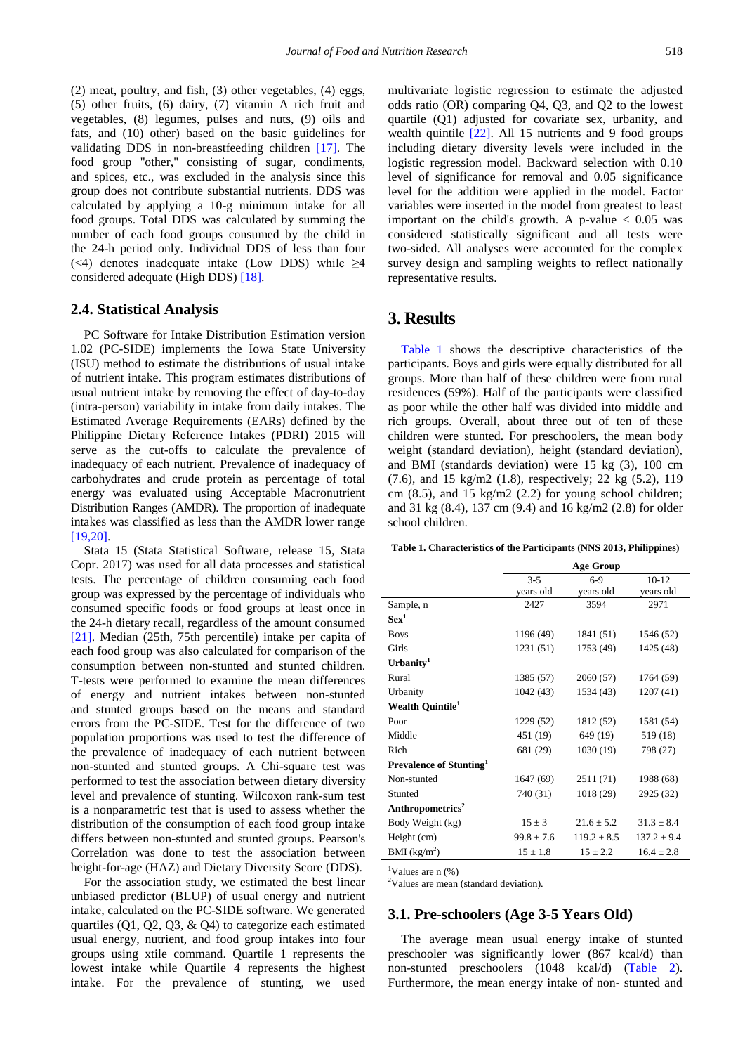(2) meat, poultry, and fish, (3) other vegetables, (4) eggs, (5) other fruits, (6) dairy, (7) vitamin A rich fruit and vegetables, (8) legumes, pulses and nuts, (9) oils and fats, and (10) other) based on the basic guidelines for validating DDS in non-breastfeeding children [17]. The food group "other," consisting of sugar, condiments, and spices, etc., was excluded in the analysis since this group does not contribute substantial nutrients. DDS was calculated by applying a 10-g minimum intake for all food groups. Total DDS was calculated by summing the number of each food groups consumed by the child in the 24-h period only. Individual DDS of less than four (<4) denotes inadequate intake (Low DDS) while ≥4 considered adequate (High DDS) [18].

### 2.4. Statistical Analysis

PC Software for Intake Distribution Estimation version 1.02 (PC-SIDE) implements the Iowa State University (ISU) method to estimate the distributions of usual intake of nutrient intake. This program estimates distributions of usual nutrient intake by removing the effect of day-to-day (intra-person) variability in intake from daily intakes. The Estimated Average Requirements (EARs) defined by the Philippine Dietary Reference Intakes (PDRI) 2015 will serve as the cut-offs to calculate the prevalence of inadequacy of each nutrient. Prevalence of inadequacy of carbohydrates and crude protein as percentage of total energy was evaluated using Acceptable Macronutrient Distribution Ranges (AMDR). The proportion of inadequate intakes was classified as less than the AMDR lower range [19,20].

Stata 15 (Stata Statistical Software, release 15, Stata Copr. 2017) was used for all data processes and statistical tests. The percentage of children consuming each food group was expressed by the percentage of individuals who consumed specific foods or food groups at least once in the 24-h dietary recall, regardless of the amount consumed [21]. Median (25th, 75th percentile) intake per capita of each food group was also calculated for comparison of the consumption between non-stunted and stunted children. T-tests were performed to examine the mean differences of energy and nutrient intakes between non-stunted and stunted groups based on the means and standard errors from the PC-SIDE. Test for the difference of two population proportions was used to test the difference of the prevalence of inadequacy of each nutrient between non-stunted and stunted groups. A Chi-square test was performed to test the association between dietary diversity level and prevalence of stunting. Wilcoxon rank-sum test is a nonparametric test that is used to assess whether the distribution of the consumption of each food group intake differs between non-stunted and stunted groups. Pearson's Correlation was done to test the association between height-for-age (HAZ) and Dietary Diversity Score (DDS).

For the association study, we estimated the best linear unbiased predictor (BLUP) of usual energy and nutrient intake, calculated on the PC-SIDE software. We generated quartiles (Q1, Q2, Q3, & Q4) to categorize each estimated usual energy, nutrient, and food group intakes into four groups using xtile command. Quartile 1 represents the lowest intake while Quartile 4 represents the highest intake. For the prevalence of stunting, we used multivariate logistic regression to estimate the adjusted odds ratio (OR) comparing Q4, Q3, and Q2 to the lowest quartile (Q1) adjusted for covariate sex, urbanity, and wealth quintile [22]. All 15 nutrients and 9 food groups including dietary diversity levels were included in the logistic regression model. Backward selection with 0.10 level of significance for removal and 0.05 significance level for the addition were applied in the model. Factor variables were inserted in the model from greatest to least important on the child's growth. A p-value < 0.05 was considered statistically significant and all tests were two-sided. All analyses were accounted for the complex survey design and sampling weights to reflect nationally representative results.

## 3. Results

Table 1 shows the descriptive characteristics of the participants. Boys and girls were equally distributed for all groups. More than half of these children were from rural residences (59%). Half of the participants were classified as poor while the other half was divided into middle and rich groups. Overall, about three out of ten of these children were stunted. For preschoolers, the mean body weight (standard deviation), height (standard deviation), and BMI (standards deviation) were 15 kg (3), 100 cm (7.6), and 15 kg/m2 (1.8), respectively; 22 kg (5.2), 119 cm (8.5), and 15 kg/m2 (2.2) for young school children; and 31 kg (8.4), 137 cm (9.4) and 16 kg/m2 (2.8) for older school children.

**Table 1. Characteristics of the Participants (NNS 2013, Philippines)**

| | Age Group | | |
|---|---|---|---|
| | 3-5 years old | 6-9 years old | 10-12 years old |
| Sample, n | 2427 | 3594 | 2971 |
| **Sex[1]** | | | |
| Boys | 1196 (49) | 1841 (51) | 1546 (52) |
| Girls | 1231 (51) | 1753 (49) | 1425 (48) |
| **Urbanity[1]** | | | |
| Rural | 1385 (57) | 2060 (57) | 1764 (59) |
| Urbanity | 1042 (43) | 1534 (43) | 1207 (41) |
| **Wealth Quintile[1]** | | | |
| Poor | 1229 (52) | 1812 (52) | 1581 (54) |
| Middle | 451 (19) | 649 (19) | 519 (18) |
| Rich | 681 (29) | 1030 (19) | 798 (27) |
| **Prevalence of Stunting[1]** | | | |
| Non-stunted | 1647 (69) | 2511 (71) | 1988 (68) |
| Stunted | 740 (31) | 1018 (29) | 2925 (32) |
| **Anthropometrics[2]** | | | |
| Body Weight (kg) | 15 ± 3 | 21.6 ± 5.2 | 31.3 ± 8.4 |
| Height (cm) | 99.8 ± 7.6 | 119.2 ± 8.5 | 137.2 ± 9.4 |
| BMI ($kg/m^2$) | 15 ± 1.8 | 15 ± 2.2 | 16.4 ± 2.8 |

[1]Values are n (%)

[2]Values are mean (standard deviation).

### 3.1. Pre-schoolers (Age 3-5 Years Old)

The average mean usual energy intake of stunted preschooler was significantly lower (867 kcal/d) than non-stunted preschoolers (1048 kcal/d) (Table 2). Furthermore, the mean energy intake of non- stunted and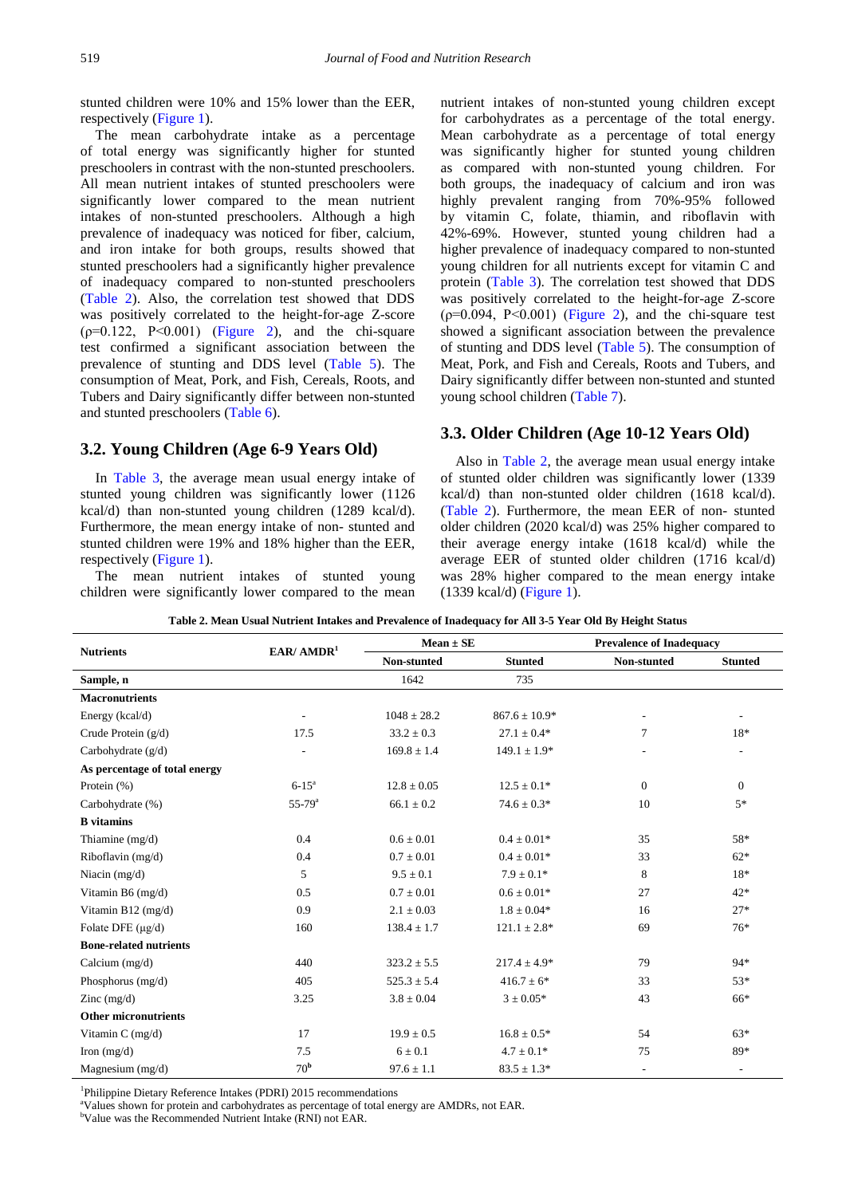stunted children were 10% and 15% lower than the EER, respectively (Figure 1).

The mean carbohydrate intake as a percentage of total energy was significantly higher for stunted preschoolers in contrast with the non-stunted preschoolers. All mean nutrient intakes of stunted preschoolers were significantly lower compared to the mean nutrient intakes of non-stunted preschoolers. Although a high prevalence of inadequacy was noticed for fiber, calcium, and iron intake for both groups, results showed that stunted preschoolers had a significantly higher prevalence of inadequacy compared to non-stunted preschoolers (Table 2). Also, the correlation test showed that DDS was positively correlated to the height-for-age Z-score ($\rho$=0.122, P<0.001) (Figure 2), and the chi-square test confirmed a significant association between the prevalence of stunting and DDS level (Table 5). The consumption of Meat, Pork, and Fish, Cereals, Roots, and Tubers and Dairy significantly differ between non-stunted and stunted preschoolers (Table 6).

## 3.2. Young Children (Age 6-9 Years Old)

In Table 3, the average mean usual energy intake of stunted young children was significantly lower (1126 kcal/d) than non-stunted young children (1289 kcal/d). Furthermore, the mean energy intake of non- stunted and stunted children were 19% and 18% higher than the EER, respectively (Figure 1).

The mean nutrient intakes of stunted young children were significantly lower compared to the mean nutrient intakes of non-stunted young children except for carbohydrates as a percentage of the total energy. Mean carbohydrate as a percentage of total energy was significantly higher for stunted young children as compared with non-stunted young children. For both groups, the inadequacy of calcium and iron was highly prevalent ranging from 70%-95% followed by vitamin C, folate, thiamin, and riboflavin with 42%-69%. However, stunted young children had a higher prevalence of inadequacy compared to non-stunted young children for all nutrients except for vitamin C and protein (Table 3). The correlation test showed that DDS was positively correlated to the height-for-age Z-score ($\rho$=0.094, P<0.001) (Figure 2), and the chi-square test showed a significant association between the prevalence of stunting and DDS level (Table 5). The consumption of Meat, Pork, and Fish and Cereals, Roots and Tubers, and Dairy significantly differ between non-stunted and stunted young school children (Table 7).

## 3.3. Older Children (Age 10-12 Years Old)

Also in Table 2, the average mean usual energy intake of stunted older children was significantly lower (1339 kcal/d) than non-stunted older children (1618 kcal/d). (Table 2). Furthermore, the mean EER of non- stunted older children (2020 kcal/d) was 25% higher compared to their average energy intake (1618 kcal/d) while the average EER of stunted older children (1716 kcal/d) was 28% higher compared to the mean energy intake (1339 kcal/d) (Figure 1).

**Table 2. Mean Usual Nutrient Intakes and Prevalence of Inadequacy for All 3-5 Year Old By Height Status**

| Nutrients | EAR/ AMDR[1] | Mean ± SE | | Prevalence of Inadequacy | |
|---|---|---|---|---|---|
| | | Non-stunted | Stunted | Non-stunted | Stunted |
| **Sample, n** | | 1642 | 735 | | |
| **Macronutrients** | | | | | |
| Energy (kcal/d) | - | 1048 ± 28.2 | 867.6 ± 10.9* | - | - |
| Crude Protein (g/d) | 17.5 | 33.2 ± 0.3 | 27.1 ± 0.4* | 7 | 18* |
| Carbohydrate (g/d) | - | 169.8 ± 1.4 | 149.1 ± 1.9* | - | - |
| **As percentage of total energy** | | | | | |
| Protein (%) | 6-15[a] | 12.8 ± 0.05 | 12.5 ± 0.1* | 0 | 0 |
| Carbohydrate (%) | 55-79[a] | 66.1 ± 0.2 | 74.6 ± 0.3* | 10 | 5* |
| **B vitamins** | | | | | |
| Thiamine (mg/d) | 0.4 | 0.6 ± 0.01 | 0.4 ± 0.01* | 35 | 58* |
| Riboflavin (mg/d) | 0.4 | 0.7 ± 0.01 | 0.4 ± 0.01* | 33 | 62* |
| Niacin (mg/d) | 5 | 9.5 ± 0.1 | 7.9 ± 0.1* | 8 | 18* |
| Vitamin B6 (mg/d) | 0.5 | 0.7 ± 0.01 | 0.6 ± 0.01* | 27 | 42* |
| Vitamin B12 (mg/d) | 0.9 | 2.1 ± 0.03 | 1.8 ± 0.04* | 16 | 27* |
| Folate DFE (µg/d) | 160 | 138.4 ± 1.7 | 121.1 ± 2.8* | 69 | 76* |
| **Bone-related nutrients** | | | | | |
| Calcium (mg/d) | 440 | 323.2 ± 5.5 | 217.4 ± 4.9* | 79 | 94* |
| Phosphorus (mg/d) | 405 | 525.3 ± 5.4 | 416.7 ± 6* | 33 | 53* |
| Zinc (mg/d) | 3.25 | 3.8 ± 0.04 | 3 ± 0.05* | 43 | 66* |
| **Other micronutrients** | | | | | |
| Vitamin C (mg/d) | 17 | 19.9 ± 0.5 | 16.8 ± 0.5* | 54 | 63* |
| Iron (mg/d) | 7.5 | 6 ± 0.1 | 4.7 ± 0.1* | 75 | 89* |
| Magnesium (mg/d) | 70[b] | 97.6 ± 1.1 | 83.5 ± 1.3* | - | - |

[1]Philippine Dietary Reference Intakes (PDRI) 2015 recommendations
[a]Values shown for protein and carbohydrates as percentage of total energy are AMDRs, not EAR.
[b]Value was the Recommended Nutrient Intake (RNI) not EAR.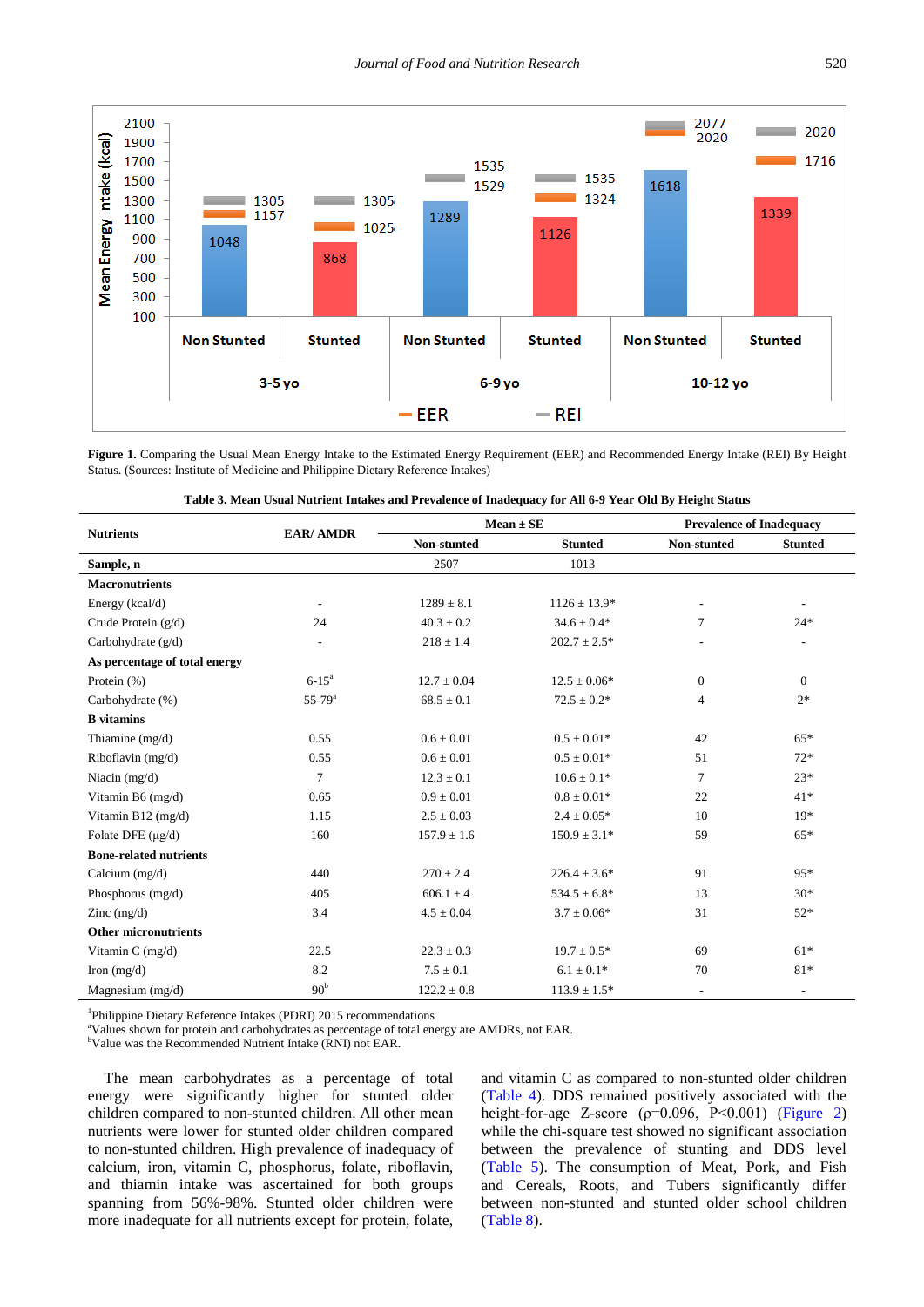**Figure 1.** Comparing the Usual Mean Energy Intake to the Estimated Energy Requirement (EER) and Recommended Energy Intake (REI) By Height Status. (Sources: Institute of Medicine and Philippine Dietary Reference Intakes)

**Table 3. Mean Usual Nutrient Intakes and Prevalence of Inadequacy for All 6-9 Year Old By Height Status**

| Nutrients | EAR/ AMDR | Mean ± SE | | Prevalence of Inadequacy | |
|---|---|---|---|---|---|
| | | Non-stunted | Stunted | Non-stunted | Stunted |
| **Sample, n** | | 2507 | 1013 | | |
| **Macronutrients** | | | | | |
| Energy (kcal/d) | - | 1289 ± 8.1 | 1126 ± 13.9* | - | - |
| Crude Protein (g/d) | 24 | 40.3 ± 0.2 | 34.6 ± 0.4* | 7 | 24* |
| Carbohydrate (g/d) | - | 218 ± 1.4 | 202.7 ± 2.5* | - | - |
| **As percentage of total energy** | | | | | |
| Protein (%) | 6-15[a] | 12.7 ± 0.04 | 12.5 ± 0.06* | 0 | 0 |
| Carbohydrate (%) | 55-79[a] | 68.5 ± 0.1 | 72.5 ± 0.2* | 4 | 2* |
| **B vitamins** | | | | | |
| Thiamine (mg/d) | 0.55 | 0.6 ± 0.01 | 0.5 ± 0.01* | 42 | 65* |
| Riboflavin (mg/d) | 0.55 | 0.6 ± 0.01 | 0.5 ± 0.01* | 51 | 72* |
| Niacin (mg/d) | 7 | 12.3 ± 0.1 | 10.6 ± 0.1* | 7 | 23* |
| Vitamin B6 (mg/d) | 0.65 | 0.9 ± 0.01 | 0.8 ± 0.01* | 22 | 41* |
| Vitamin B12 (mg/d) | 1.15 | 2.5 ± 0.03 | 2.4 ± 0.05* | 10 | 19* |
| Folate DFE (µg/d) | 160 | 157.9 ± 1.6 | 150.9 ± 3.1* | 59 | 65* |
| **Bone-related nutrients** | | | | | |
| Calcium (mg/d) | 440 | 270 ± 2.4 | 226.4 ± 3.6* | 91 | 95* |
| Phosphorus (mg/d) | 405 | 606.1 ± 4 | 534.5 ± 6.8* | 13 | 30* |
| Zinc (mg/d) | 3.4 | 4.5 ± 0.04 | 3.7 ± 0.06* | 31 | 52* |
| **Other micronutrients** | | | | | |
| Vitamin C (mg/d) | 22.5 | 22.3 ± 0.3 | 19.7 ± 0.5* | 69 | 61* |
| Iron (mg/d) | 8.2 | 7.5 ± 0.1 | 6.1 ± 0.1* | 70 | 81* |
| Magnesium (mg/d) | 90[b] | 122.2 ± 0.8 | 113.9 ± 1.5* | - | - |

[1]Philippine Dietary Reference Intakes (PDRI) 2015 recommendations
[a]Values shown for protein and carbohydrates as percentage of total energy are AMDRs, not EAR.
[b]Value was the Recommended Nutrient Intake (RNI) not EAR.

The mean carbohydrates as a percentage of total energy were significantly higher for stunted older children compared to non-stunted children. All other mean nutrients were lower for stunted older children compared to non-stunted children. High prevalence of inadequacy of calcium, iron, vitamin C, phosphorus, folate, riboflavin, and thiamin intake was ascertained for both groups spanning from 56%-98%. Stunted older children were more inadequate for all nutrients except for protein, folate, and vitamin C as compared to non-stunted older children (Table 4). DDS remained positively associated with the height-for-age Z-score ($\rho$=0.096, $P<0.001$) (Figure 2) while the chi-square test showed no significant association between the prevalence of stunting and DDS level (Table 5). The consumption of Meat, Pork, and Fish and Cereals, Roots, and Tubers significantly differ between non-stunted and stunted older school children (Table 8).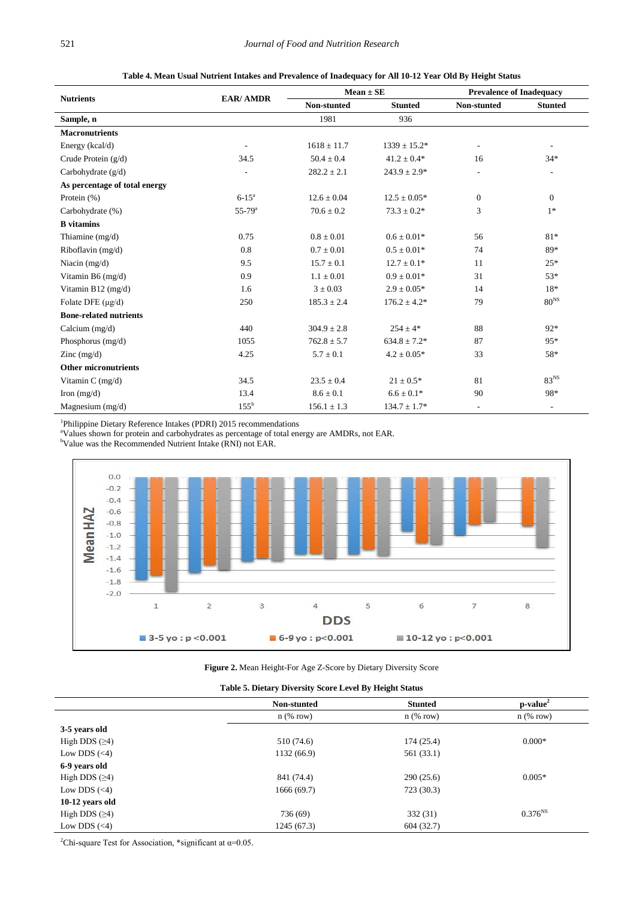**Table 4. Mean Usual Nutrient Intakes and Prevalence of Inadequacy for All 10-12 Year Old By Height Status**

| Nutrients | EAR/ AMDR | Mean ± SE | | Prevalence of Inadequacy | |
|---|---|---|---|---|---|
| | | Non-stunted | Stunted | Non-stunted | Stunted |
| Sample, n | | 1981 | 936 | | |
| **Macronutrients** | | | | | |
| Energy (kcal/d) | - | 1618 ± 11.7 | 1339 ± 15.2* | - | - |
| Crude Protein (g/d) | 34.5 | 50.4 ± 0.4 | 41.2 ± 0.4* | 16 | 34* |
| Carbohydrate (g/d) | - | 282.2 ± 2.1 | 243.9 ± 2.9* | - | - |
| **As percentage of total energy** | | | | | |
| Protein (%) | 6-15[a] | 12.6 ± 0.04 | 12.5 ± 0.05* | 0 | 0 |
| Carbohydrate (%) | 55-79[a] | 70.6 ± 0.2 | 73.3 ± 0.2* | 3 | 1* |
| **B vitamins** | | | | | |
| Thiamine (mg/d) | 0.75 | 0.8 ± 0.01 | 0.6 ± 0.01* | 56 | 81* |
| Riboflavin (mg/d) | 0.8 | 0.7 ± 0.01 | 0.5 ± 0.01* | 74 | 89* |
| Niacin (mg/d) | 9.5 | 15.7 ± 0.1 | 12.7 ± 0.1* | 11 | 25* |
| Vitamin B6 (mg/d) | 0.9 | 1.1 ± 0.01 | 0.9 ± 0.01* | 31 | 53* |
| Vitamin B12 (mg/d) | 1.6 | 3 ± 0.03 | 2.9 ± 0.05* | 14 | 18* |
| Folate DFE (μg/d) | 250 | 185.3 ± 2.4 | 176.2 ± 4.2* | 79 | 80[NS] |
| **Bone-related nutrients** | | | | | |
| Calcium (mg/d) | 440 | 304.9 ± 2.8 | 254 ± 4* | 88 | 92* |
| Phosphorus (mg/d) | 1055 | 762.8 ± 5.7 | 634.8 ± 7.2* | 87 | 95* |
| Zinc (mg/d) | 4.25 | 5.7 ± 0.1 | 4.2 ± 0.05* | 33 | 58* |
| **Other micronutrients** | | | | | |
| Vitamin C (mg/d) | 34.5 | 23.5 ± 0.4 | 21 ± 0.5* | 81 | 83[NS] |
| Iron (mg/d) | 13.4 | 8.6 ± 0.1 | 6.6 ± 0.1* | 90 | 98* |
| Magnesium (mg/d) | 155[b] | 156.1 ± 1.3 | 134.7 ± 1.7* | - | - |

[1]Philippine Dietary Reference Intakes (PDRI) 2015 recommendations
[a]Values shown for protein and carbohydrates as percentage of total energy are AMDRs, not EAR.
[b]Value was the Recommended Nutrient Intake (RNI) not EAR.

**Figure 2.** Mean Height-For Age Z-Score by Dietary Diversity Score

**Table 5. Dietary Diversity Score Level By Height Status**

| | Non-stunted | Stunted | p-value[2] |
|---|---|---|---|
| | n (% row) | n (% row) | n (% row) |
| **3-5 years old** | | | |
| High DDS (≥4) | 510 (74.6) | 174 (25.4) | 0.000* |
| Low DDS (<4) | 1132 (66.9) | 561 (33.1) | |
| **6-9 years old** | | | |
| High DDS (≥4) | 841 (74.4) | 290 (25.6) | 0.005* |
| Low DDS (<4) | 1666 (69.7) | 723 (30.3) | |
| **10-12 years old** | | | |
| High DDS (≥4) | 736 (69) | 332 (31) | 0.376[NS] |
| Low DDS (<4) | 1245 (67.3) | 604 (32.7) | |

[2]Chi-square Test for Association, *significant at $\alpha$=0.05.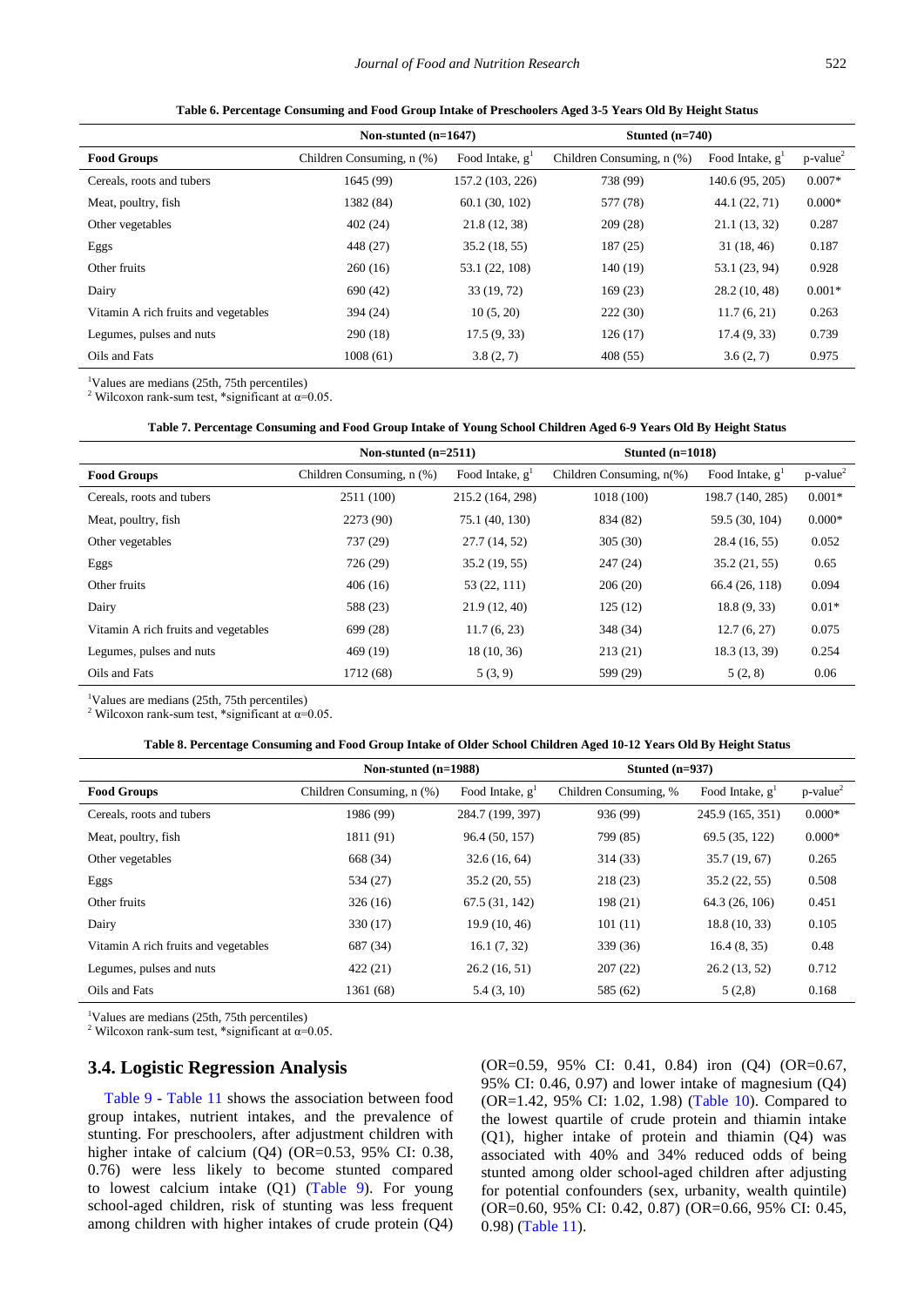**Table 6. Percentage Consuming and Food Group Intake of Preschoolers Aged 3-5 Years Old By Height Status**

| | Non-stunted (n=1647) | | Stunted (n=740) | | |
|---|---|---|---|---|---|
| **Food Groups** | Children Consuming, n (%) | Food Intake, g[1] | Children Consuming, n (%) | Food Intake, g[1] | p-value[2] |
| Cereals, roots and tubers | 1645 (99) | 157.2 (103, 226) | 738 (99) | 140.6 (95, 205) | 0.007* |
| Meat, poultry, fish | 1382 (84) | 60.1 (30, 102) | 577 (78) | 44.1 (22, 71) | 0.000* |
| Other vegetables | 402 (24) | 21.8 (12, 38) | 209 (28) | 21.1 (13, 32) | 0.287 |
| Eggs | 448 (27) | 35.2 (18, 55) | 187 (25) | 31 (18, 46) | 0.187 |
| Other fruits | 260 (16) | 53.1 (22, 108) | 140 (19) | 53.1 (23, 94) | 0.928 |
| Dairy | 690 (42) | 33 (19, 72) | 169 (23) | 28.2 (10, 48) | 0.001* |
| Vitamin A rich fruits and vegetables | 394 (24) | 10 (5, 20) | 222 (30) | 11.7 (6, 21) | 0.263 |
| Legumes, pulses and nuts | 290 (18) | 17.5 (9, 33) | 126 (17) | 17.4 (9, 33) | 0.739 |
| Oils and Fats | 1008 (61) | 3.8 (2, 7) | 408 (55) | 3.6 (2, 7) | 0.975 |

[1]Values are medians (25th, 75th percentiles)
[2] Wilcoxon rank-sum test, *significant at $\alpha$=0.05.

**Table 7. Percentage Consuming and Food Group Intake of Young School Children Aged 6-9 Years Old By Height Status**

| | Non-stunted (n=2511) | | Stunted (n=1018) | | |
|---|---|---|---|---|---|
| **Food Groups** | Children Consuming, n (%) | Food Intake, g[1] | Children Consuming, n(%) | Food Intake, g[1] | p-value[2] |
| Cereals, roots and tubers | 2511 (100) | 215.2 (164, 298) | 1018 (100) | 198.7 (140, 285) | 0.001* |
| Meat, poultry, fish | 2273 (90) | 75.1 (40, 130) | 834 (82) | 59.5 (30, 104) | 0.000* |
| Other vegetables | 737 (29) | 27.7 (14, 52) | 305 (30) | 28.4 (16, 55) | 0.052 |
| Eggs | 726 (29) | 35.2 (19, 55) | 247 (24) | 35.2 (21, 55) | 0.65 |
| Other fruits | 406 (16) | 53 (22, 111) | 206 (20) | 66.4 (26, 118) | 0.094 |
| Dairy | 588 (23) | 21.9 (12, 40) | 125 (12) | 18.8 (9, 33) | 0.01* |
| Vitamin A rich fruits and vegetables | 699 (28) | 11.7 (6, 23) | 348 (34) | 12.7 (6, 27) | 0.075 |
| Legumes, pulses and nuts | 469 (19) | 18 (10, 36) | 213 (21) | 18.3 (13, 39) | 0.254 |
| Oils and Fats | 1712 (68) | 5 (3, 9) | 599 (29) | 5 (2, 8) | 0.06 |

[1]Values are medians (25th, 75th percentiles)
[2] Wilcoxon rank-sum test, *significant at $\alpha$=0.05.

**Table 8. Percentage Consuming and Food Group Intake of Older School Children Aged 10-12 Years Old By Height Status**

| | Non-stunted (n=1988) | | Stunted (n=937) | | |
|---|---|---|---|---|---|
| **Food Groups** | Children Consuming, n (%) | Food Intake, g[1] | Children Consuming, % | Food Intake, g[1] | p-value[2] |
| Cereals, roots and tubers | 1986 (99) | 284.7 (199, 397) | 936 (99) | 245.9 (165, 351) | 0.000* |
| Meat, poultry, fish | 1811 (91) | 96.4 (50, 157) | 799 (85) | 69.5 (35, 122) | 0.000* |
| Other vegetables | 668 (34) | 32.6 (16, 64) | 314 (33) | 35.7 (19, 67) | 0.265 |
| Eggs | 534 (27) | 35.2 (20, 55) | 218 (23) | 35.2 (22, 55) | 0.508 |
| Other fruits | 326 (16) | 67.5 (31, 142) | 198 (21) | 64.3 (26, 106) | 0.451 |
| Dairy | 330 (17) | 19.9 (10, 46) | 101 (11) | 18.8 (10, 33) | 0.105 |
| Vitamin A rich fruits and vegetables | 687 (34) | 16.1 (7, 32) | 339 (36) | 16.4 (8, 35) | 0.48 |
| Legumes, pulses and nuts | 422 (21) | 26.2 (16, 51) | 207 (22) | 26.2 (13, 52) | 0.712 |
| Oils and Fats | 1361 (68) | 5.4 (3, 10) | 585 (62) | 5 (2,8) | 0.168 |

[1]Values are medians (25th, 75th percentiles)
[2] Wilcoxon rank-sum test, *significant at $\alpha$=0.05.

### 3.4. Logistic Regression Analysis

Table 9 - Table 11 shows the association between food group intakes, nutrient intakes, and the prevalence of stunting. For preschoolers, after adjustment children with higher intake of calcium (Q4) (OR=0.53, 95% CI: 0.38, 0.76) were less likely to become stunted compared to lowest calcium intake (Q1) (Table 9). For young school-aged children, risk of stunting was less frequent among children with higher intakes of crude protein (Q4) (OR=0.59, 95% CI: 0.41, 0.84) iron (Q4) (OR=0.67, 95% CI: 0.46, 0.97) and lower intake of magnesium (Q4) (OR=1.42, 95% CI: 1.02, 1.98) (Table 10). Compared to the lowest quartile of crude protein and thiamin intake (Q1), higher intake of protein and thiamin (Q4) was associated with 40% and 34% reduced odds of being stunted among older school-aged children after adjusting for potential confounders (sex, urbanity, wealth quintile) (OR=0.60, 95% CI: 0.42, 0.87) (OR=0.66, 95% CI: 0.45, 0.98) (Table 11).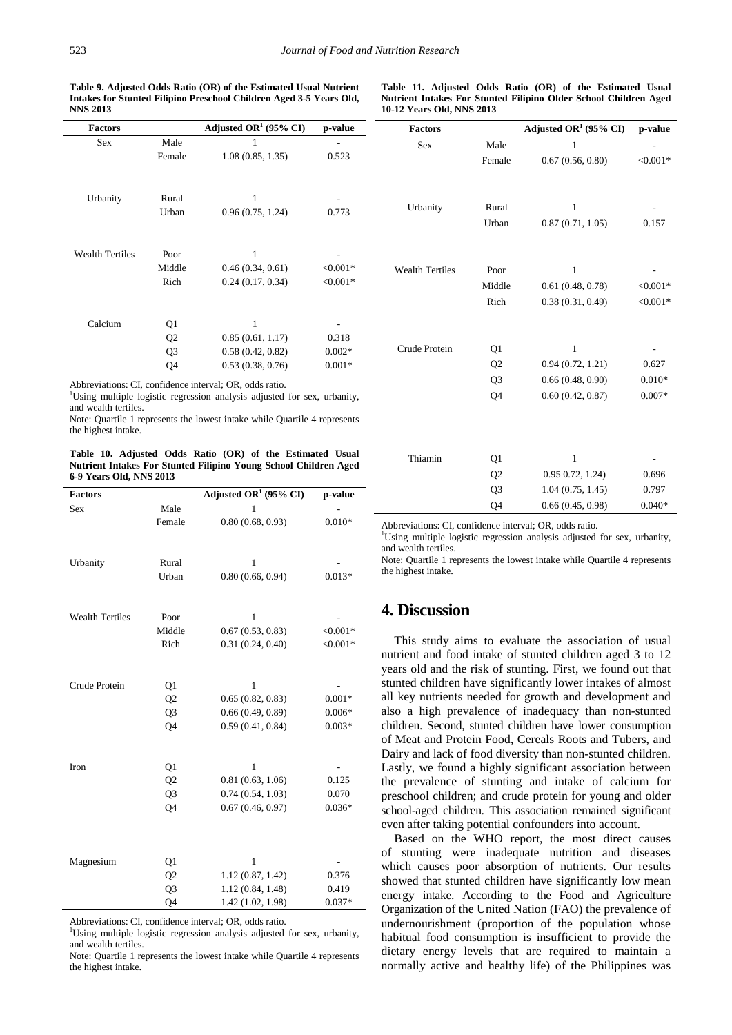**Table 9. Adjusted Odds Ratio (OR) of the Estimated Usual Nutrient Intakes for Stunted Filipino Preschool Children Aged 3-5 Years Old, NNS 2013**

| Factors | | Adjusted OR[1] (95% CI) | p-value |
|---|---|---|---|
| Sex | Male | 1 | - |
| | Female | 1.08 (0.85, 1.35) | 0.523 |
| Urbanity | Rural | 1 | - |
| | Urban | 0.96 (0.75, 1.24) | 0.773 |
| Wealth Tertiles | Poor | 1 | - |
| | Middle | 0.46 (0.34, 0.61) | <0.001* |
| | Rich | 0.24 (0.17, 0.34) | <0.001* |
| Calcium | Q1 | 1 | - |
| | Q2 | 0.85 (0.61, 1.17) | 0.318 |
| | Q3 | 0.58 (0.42, 0.82) | 0.002* |
| | Q4 | 0.53 (0.38, 0.76) | 0.001* |

Abbreviations: CI, confidence interval; OR, odds ratio.
[1]Using multiple logistic regression analysis adjusted for sex, urbanity, and wealth tertiles.
Note: Quartile 1 represents the lowest intake while Quartile 4 represents the highest intake.

**Table 10. Adjusted Odds Ratio (OR) of the Estimated Usual Nutrient Intakes For Stunted Filipino Young School Children Aged 6-9 Years Old, NNS 2013**

| Factors | | Adjusted OR[1] (95% CI) | p-value |
|---|---|---|---|
| Sex | Male | 1 | - |
| | Female | 0.80 (0.68, 0.93) | 0.010* |
| Urbanity | Rural | 1 | - |
| | Urban | 0.80 (0.66, 0.94) | 0.013* |
| Wealth Tertiles | Poor | 1 | - |
| | Middle | 0.67 (0.53, 0.83) | <0.001* |
| | Rich | 0.31 (0.24, 0.40) | <0.001* |
| Crude Protein | Q1 | 1 | - |
| | Q2 | 0.65 (0.82, 0.83) | 0.001* |
| | Q3 | 0.66 (0.49, 0.89) | 0.006* |
| | Q4 | 0.59 (0.41, 0.84) | 0.003* |
| Iron | Q1 | 1 | - |
| | Q2 | 0.81 (0.63, 1.06) | 0.125 |
| | Q3 | 0.74 (0.54, 1.03) | 0.070 |
| | Q4 | 0.67 (0.46, 0.97) | 0.036* |
| Magnesium | Q1 | 1 | - |
| | Q2 | 1.12 (0.87, 1.42) | 0.376 |
| | Q3 | 1.12 (0.84, 1.48) | 0.419 |
| | Q4 | 1.42 (1.02, 1.98) | 0.037* |

Abbreviations: CI, confidence interval; OR, odds ratio.
[1]Using multiple logistic regression analysis adjusted for sex, urbanity, and wealth tertiles.
Note: Quartile 1 represents the lowest intake while Quartile 4 represents the highest intake.

**Table 11. Adjusted Odds Ratio (OR) of the Estimated Usual Nutrient Intakes For Stunted Filipino Older School Children Aged 10-12 Years Old, NNS 2013**

| Factors | | Adjusted OR[1] (95% CI) | p-value |
|---|---|---|---|
| Sex | Male | 1 | - |
| | Female | 0.67 (0.56, 0.80) | <0.001* |
| Urbanity | Rural | 1 | - |
| | Urban | 0.87 (0.71, 1.05) | 0.157 |
| Wealth Tertiles | Poor | 1 | - |
| | Middle | 0.61 (0.48, 0.78) | <0.001* |
| | Rich | 0.38 (0.31, 0.49) | <0.001* |
| Crude Protein | Q1 | 1 | - |
| | Q2 | 0.94 (0.72, 1.21) | 0.627 |
| | Q3 | 0.66 (0.48, 0.90) | 0.010* |
| | Q4 | 0.60 (0.42, 0.87) | 0.007* |
| Thiamin | Q1 | 1 | - |
| | Q2 | 0.95 0.72, 1.24) | 0.696 |
| | Q3 | 1.04 (0.75, 1.45) | 0.797 |
| | Q4 | 0.66 (0.45, 0.98) | 0.040* |

Abbreviations: CI, confidence interval; OR, odds ratio.
[1]Using multiple logistic regression analysis adjusted for sex, urbanity, and wealth tertiles.
Note: Quartile 1 represents the lowest intake while Quartile 4 represents the highest intake.

# 4. Discussion

This study aims to evaluate the association of usual nutrient and food intake of stunted children aged 3 to 12 years old and the risk of stunting. First, we found out that stunted children have significantly lower intakes of almost all key nutrients needed for growth and development and also a high prevalence of inadequacy than non-stunted children. Second, stunted children have lower consumption of Meat and Protein Food, Cereals Roots and Tubers, and Dairy and lack of food diversity than non-stunted children. Lastly, we found a highly significant association between the prevalence of stunting and intake of calcium for preschool children; and crude protein for young and older school-aged children. This association remained significant even after taking potential confounders into account.

Based on the WHO report, the most direct causes of stunting were inadequate nutrition and diseases which causes poor absorption of nutrients. Our results showed that stunted children have significantly low mean energy intake. According to the Food and Agriculture Organization of the United Nation (FAO) the prevalence of undernourishment (proportion of the population whose habitual food consumption is insufficient to provide the dietary energy levels that are required to maintain a normally active and healthy life) of the Philippines was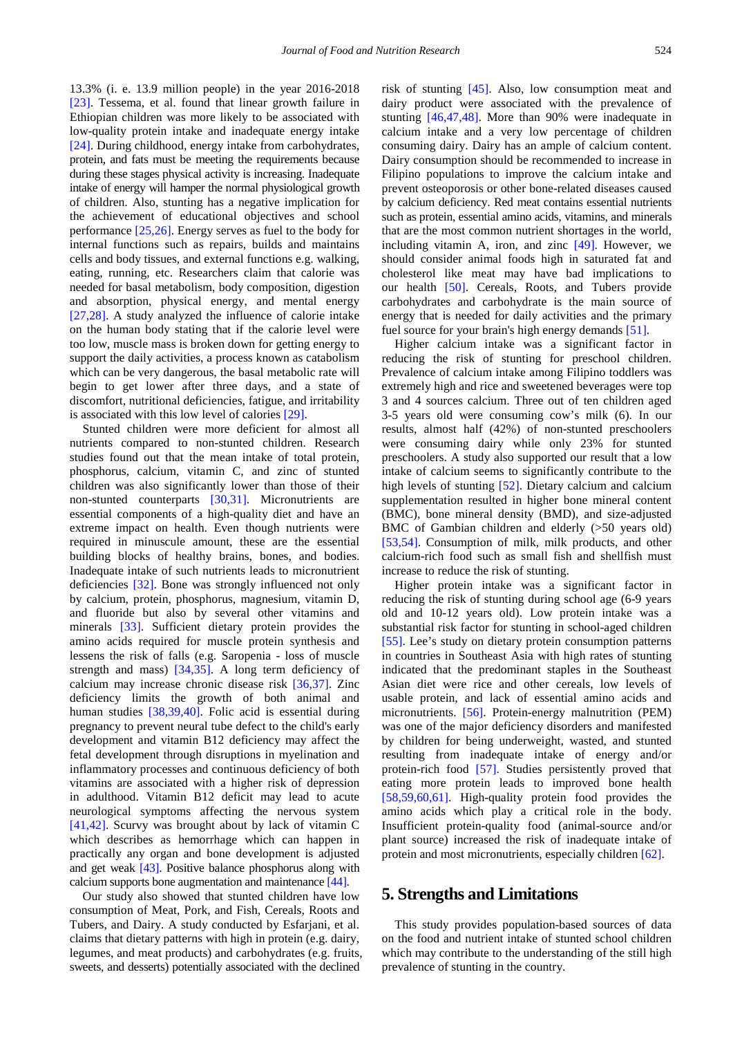13.3% (i. e. 13.9 million people) in the year 2016-2018 [23]. Tessema, et al. found that linear growth failure in Ethiopian children was more likely to be associated with low-quality protein intake and inadequate energy intake [24]. During childhood, energy intake from carbohydrates, protein, and fats must be meeting the requirements because during these stages physical activity is increasing. Inadequate intake of energy will hamper the normal physiological growth of children. Also, stunting has a negative implication for the achievement of educational objectives and school performance [25,26]. Energy serves as fuel to the body for internal functions such as repairs, builds and maintains cells and body tissues, and external functions e.g. walking, eating, running, etc. Researchers claim that calorie was needed for basal metabolism, body composition, digestion and absorption, physical energy, and mental energy [27,28]. A study analyzed the influence of calorie intake on the human body stating that if the calorie level were too low, muscle mass is broken down for getting energy to support the daily activities, a process known as catabolism which can be very dangerous, the basal metabolic rate will begin to get lower after three days, and a state of discomfort, nutritional deficiencies, fatigue, and irritability is associated with this low level of calories [29].

Stunted children were more deficient for almost all nutrients compared to non-stunted children. Research studies found out that the mean intake of total protein, phosphorus, calcium, vitamin C, and zinc of stunted children was also significantly lower than those of their non-stunted counterparts [30,31]. Micronutrients are essential components of a high-quality diet and have an extreme impact on health. Even though nutrients were required in minuscule amount, these are the essential building blocks of healthy brains, bones, and bodies. Inadequate intake of such nutrients leads to micronutrient deficiencies [32]. Bone was strongly influenced not only by calcium, protein, phosphorus, magnesium, vitamin D, and fluoride but also by several other vitamins and minerals [33]. Sufficient dietary protein provides the amino acids required for muscle protein synthesis and lessens the risk of falls (e.g. Saropenia - loss of muscle strength and mass) [34,35]. A long term deficiency of calcium may increase chronic disease risk [36,37]. Zinc deficiency limits the growth of both animal and human studies [38,39,40]. Folic acid is essential during pregnancy to prevent neural tube defect to the child's early development and vitamin B12 deficiency may affect the fetal development through disruptions in myelination and inflammatory processes and continuous deficiency of both vitamins are associated with a higher risk of depression in adulthood. Vitamin B12 deficit may lead to acute neurological symptoms affecting the nervous system [41,42]. Scurvy was brought about by lack of vitamin C which describes as hemorrhage which can happen in practically any organ and bone development is adjusted and get weak [43]. Positive balance phosphorus along with calcium supports bone augmentation and maintenance [44].

Our study also showed that stunted children have low consumption of Meat, Pork, and Fish, Cereals, Roots and Tubers, and Dairy. A study conducted by Esfarjani, et al. claims that dietary patterns with high in protein (e.g. dairy, legumes, and meat products) and carbohydrates (e.g. fruits, sweets, and desserts) potentially associated with the declined risk of stunting [45]. Also, low consumption meat and dairy product were associated with the prevalence of stunting [46,47,48]. More than 90% were inadequate in calcium intake and a very low percentage of children consuming dairy. Dairy has an ample of calcium content. Dairy consumption should be recommended to increase in Filipino populations to improve the calcium intake and prevent osteoporosis or other bone-related diseases caused by calcium deficiency. Red meat contains essential nutrients such as protein, essential amino acids, vitamins, and minerals that are the most common nutrient shortages in the world, including vitamin A, iron, and zinc [49]. However, we should consider animal foods high in saturated fat and cholesterol like meat may have bad implications to our health [50]. Cereals, Roots, and Tubers provide carbohydrates and carbohydrate is the main source of energy that is needed for daily activities and the primary fuel source for your brain's high energy demands [51].

Higher calcium intake was a significant factor in reducing the risk of stunting for preschool children. Prevalence of calcium intake among Filipino toddlers was extremely high and rice and sweetened beverages were top 3 and 4 sources calcium. Three out of ten children aged 3-5 years old were consuming cow's milk (6). In our results, almost half (42%) of non-stunted preschoolers were consuming dairy while only 23% for stunted preschoolers. A study also supported our result that a low intake of calcium seems to significantly contribute to the high levels of stunting [52]. Dietary calcium and calcium supplementation resulted in higher bone mineral content (BMC), bone mineral density (BMD), and size-adjusted BMC of Gambian children and elderly (>50 years old) [53,54]. Consumption of milk, milk products, and other calcium-rich food such as small fish and shellfish must increase to reduce the risk of stunting.

Higher protein intake was a significant factor in reducing the risk of stunting during school age (6-9 years old and 10-12 years old). Low protein intake was a substantial risk factor for stunting in school-aged children [55]. Lee's study on dietary protein consumption patterns in countries in Southeast Asia with high rates of stunting indicated that the predominant staples in the Southeast Asian diet were rice and other cereals, low levels of usable protein, and lack of essential amino acids and micronutrients. [56]. Protein-energy malnutrition (PEM) was one of the major deficiency disorders and manifested by children for being underweight, wasted, and stunted resulting from inadequate intake of energy and/or protein-rich food [57]. Studies persistently proved that eating more protein leads to improved bone health [58,59,60,61]. High-quality protein food provides the amino acids which play a critical role in the body. Insufficient protein-quality food (animal-source and/or plant source) increased the risk of inadequate intake of protein and most micronutrients, especially children [62].

## 5. Strengths and Limitations

This study provides population-based sources of data on the food and nutrient intake of stunted school children which may contribute to the understanding of the still high prevalence of stunting in the country.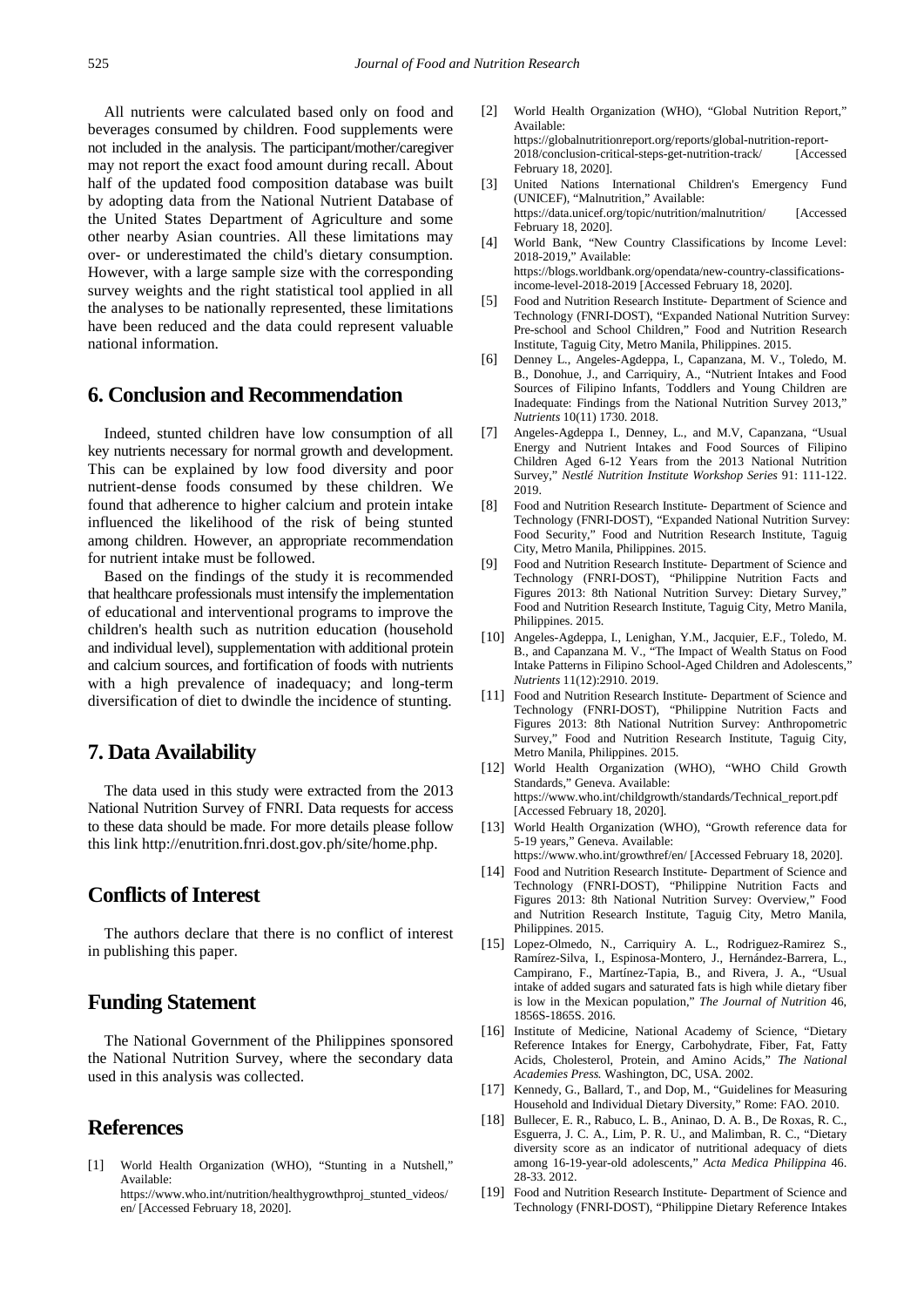All nutrients were calculated based only on food and beverages consumed by children. Food supplements were not included in the analysis. The participant/mother/caregiver may not report the exact food amount during recall. About half of the updated food composition database was built by adopting data from the National Nutrient Database of the United States Department of Agriculture and some other nearby Asian countries. All these limitations may over- or underestimated the child's dietary consumption. However, with a large sample size with the corresponding survey weights and the right statistical tool applied in all the analyses to be nationally represented, these limitations have been reduced and the data could represent valuable national information.

## 6. Conclusion and Recommendation

Indeed, stunted children have low consumption of all key nutrients necessary for normal growth and development. This can be explained by low food diversity and poor nutrient-dense foods consumed by these children. We found that adherence to higher calcium and protein intake influenced the likelihood of the risk of being stunted among children. However, an appropriate recommendation for nutrient intake must be followed.

Based on the findings of the study it is recommended that healthcare professionals must intensify the implementation of educational and interventional programs to improve the children's health such as nutrition education (household and individual level), supplementation with additional protein and calcium sources, and fortification of foods with nutrients with a high prevalence of inadequacy; and long-term diversification of diet to dwindle the incidence of stunting.

## 7. Data Availability

The data used in this study were extracted from the 2013 National Nutrition Survey of FNRI. Data requests for access to these data should be made. For more details please follow this link http://enutrition.fnri.dost.gov.ph/site/home.php.

## Conflicts of Interest

The authors declare that there is no conflict of interest in publishing this paper.

## Funding Statement

The National Government of the Philippines sponsored the National Nutrition Survey, where the secondary data used in this analysis was collected.

## References

[1] World Health Organization (WHO), "Stunting in a Nutshell," Available: https://www.who.int/nutrition/healthygrowthproj_stunted_videos/en/ [Accessed February 18, 2020].

[2] World Health Organization (WHO), "Global Nutrition Report," Available: https://globalnutritionreport.org/reports/global-nutrition-report-2018/conclusion-critical-steps-get-nutrition-track/ [Accessed February 18, 2020].

[3] United Nations International Children's Emergency Fund (UNICEF), "Malnutrition," Available: https://data.unicef.org/topic/nutrition/malnutrition/ [Accessed February 18, 2020].

[4] World Bank, "New Country Classifications by Income Level: 2018-2019," Available: https://blogs.worldbank.org/opendata/new-country-classifications-income-level-2018-2019 [Accessed February 18, 2020].

[5] Food and Nutrition Research Institute- Department of Science and Technology (FNRI-DOST), "Expanded National Nutrition Survey: Pre-school and School Children," Food and Nutrition Research Institute, Taguig City, Metro Manila, Philippines. 2015.

[6] Denney L., Angeles-Agdeppa, I., Capanzana, M. V., Toledo, M. B., Donohue, J., and Carriquiry, A., "Nutrient Intakes and Food Sources of Filipino Infants, Toddlers and Young Children are Inadequate: Findings from the National Nutrition Survey 2013," *Nutrients* 10(11) 1730. 2018.

[7] Angeles-Agdeppa I., Denney, L., and M.V, Capanzana, "Usual Energy and Nutrient Intakes and Food Sources of Filipino Children Aged 6-12 Years from the 2013 National Nutrition Survey," *Nestlé Nutrition Institute Workshop Series* 91: 111-122. 2019.

[8] Food and Nutrition Research Institute- Department of Science and Technology (FNRI-DOST), "Expanded National Nutrition Survey: Food Security," Food and Nutrition Research Institute, Taguig City, Metro Manila, Philippines. 2015.

[9] Food and Nutrition Research Institute- Department of Science and Technology (FNRI-DOST), "Philippine Nutrition Facts and Figures 2013: 8th National Nutrition Survey: Dietary Survey," Food and Nutrition Research Institute, Taguig City, Metro Manila, Philippines. 2015.

[10] Angeles-Agdeppa, I., Lenighan, Y.M., Jacquier, E.F., Toledo, M. B., and Capanzana M. V., "The Impact of Wealth Status on Food Intake Patterns in Filipino School-Aged Children and Adolescents," *Nutrients* 11(12):2910. 2019.

[11] Food and Nutrition Research Institute- Department of Science and Technology (FNRI-DOST), "Philippine Nutrition Facts and Figures 2013: 8th National Nutrition Survey: Anthropometric Survey," Food and Nutrition Research Institute, Taguig City, Metro Manila, Philippines. 2015.

[12] World Health Organization (WHO), "WHO Child Growth Standards," Geneva. Available: https://www.who.int/childgrowth/standards/Technical_report.pdf [Accessed February 18, 2020].

[13] World Health Organization (WHO), "Growth reference data for 5-19 years," Geneva. Available: https://www.who.int/growthref/en/ [Accessed February 18, 2020].

[14] Food and Nutrition Research Institute- Department of Science and Technology (FNRI-DOST), "Philippine Nutrition Facts and Figures 2013: 8th National Nutrition Survey: Overview," Food and Nutrition Research Institute, Taguig City, Metro Manila, Philippines. 2015.

[15] Lopez-Olmedo, N., Carriquiry A. L., Rodriguez-Ramirez S., Ramírez-Silva, I., Espinosa-Montero, J., Hernández-Barrera, L., Campirano, F., Martínez-Tapia, B., and Rivera, J. A., "Usual intake of added sugars and saturated fats is high while dietary fiber is low in the Mexican population," *The Journal of Nutrition* 46, 1856S-1865S. 2016.

[16] Institute of Medicine, National Academy of Science, "Dietary Reference Intakes for Energy, Carbohydrate, Fiber, Fat, Fatty Acids, Cholesterol, Protein, and Amino Acids," *The National Academies Press.* Washington, DC, USA. 2002.

[17] Kennedy, G., Ballard, T., and Dop, M., "Guidelines for Measuring Household and Individual Dietary Diversity," Rome: FAO. 2010.

[18] Bullecer, E. R., Rabuco, L. B., Aninao, D. A. B., De Roxas, R. C., Esguerra, J. C. A., Lim, P. R. U., and Malimban, R. C., "Dietary diversity score as an indicator of nutritional adequacy of diets among 16-19-year-old adolescents," *Acta Medica Philippina* 46. 28-33. 2012.

[19] Food and Nutrition Research Institute- Department of Science and Technology (FNRI-DOST), "Philippine Dietary Reference Intakes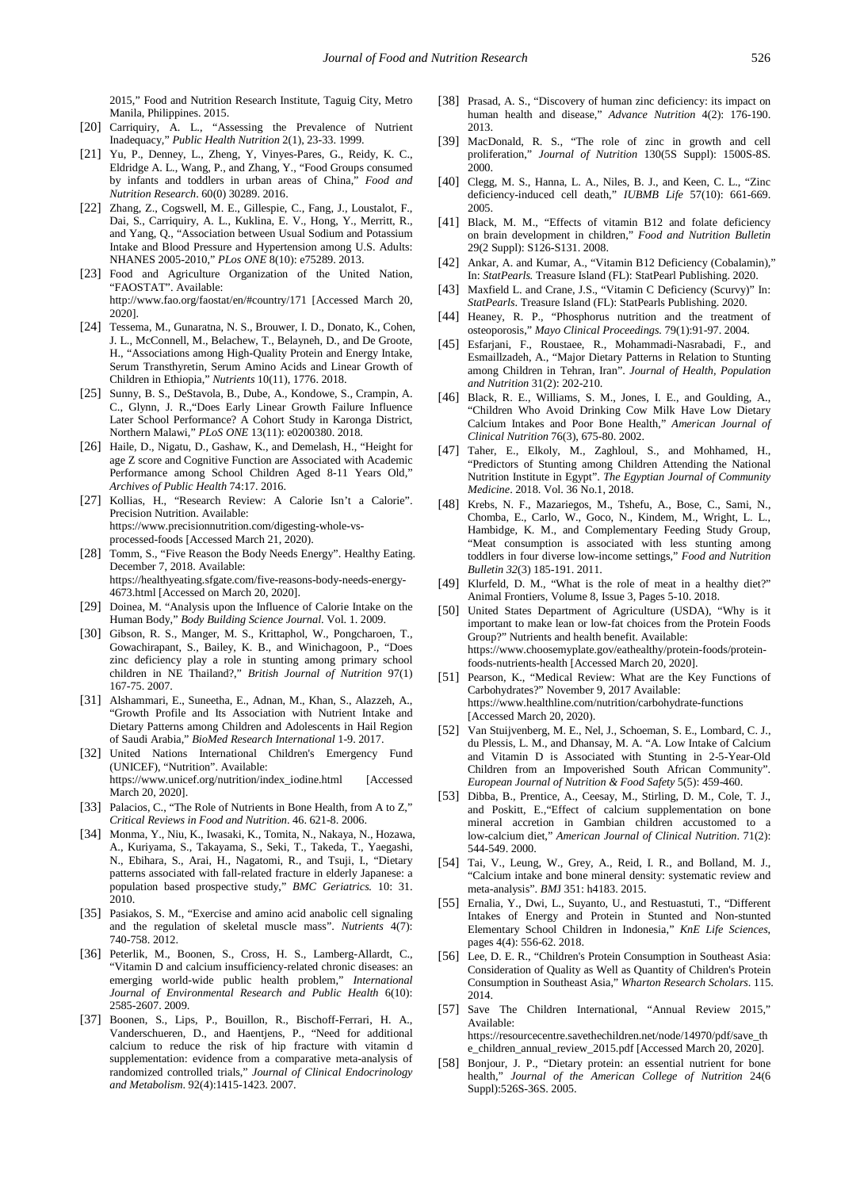2015," Food and Nutrition Research Institute, Taguig City, Metro Manila, Philippines. 2015.

[20] Carriquiry, A. L., "Assessing the Prevalence of Nutrient Inadequacy," *Public Health Nutrition* 2(1), 23-33. 1999.

[21] Yu, P., Denney, L., Zheng, Y, Vinyes-Pares, G., Reidy, K. C., Eldridge A. L., Wang, P., and Zhang, Y., "Food Groups consumed by infants and toddlers in urban areas of China," *Food and Nutrition Research*. 60(0) 30289. 2016.

[22] Zhang, Z., Cogswell, M. E., Gillespie, C., Fang, J., Loustalot, F., Dai, S., Carriquiry, A. L., Kuklina, E. V., Hong, Y., Merritt, R., and Yang, Q., "Association between Usual Sodium and Potassium Intake and Blood Pressure and Hypertension among U.S. Adults: NHANES 2005-2010," *PLos ONE* 8(10): e75289. 2013.

[23] Food and Agriculture Organization of the United Nation, "FAOSTAT". Available: http://www.fao.org/faostat/en/#country/171 [Accessed March 20, 2020].

[24] Tessema, M., Gunaratna, N. S., Brouwer, I. D., Donato, K., Cohen, J. L., McConnell, M., Belachew, T., Belayneh, D., and De Groote, H., "Associations among High-Quality Protein and Energy Intake, Serum Transthyretin, Serum Amino Acids and Linear Growth of Children in Ethiopia," *Nutrients* 10(11), 1776. 2018.

[25] Sunny, B. S., DeStavola, B., Dube, A., Kondowe, S., Crampin, A. C., Glynn, J. R.,"Does Early Linear Growth Failure Influence Later School Performance? A Cohort Study in Karonga District, Northern Malawi," *PLoS ONE* 13(11): e0200380. 2018.

[26] Haile, D., Nigatu, D., Gashaw, K., and Demelash, H., "Height for age Z score and Cognitive Function are Associated with Academic Performance among School Children Aged 8-11 Years Old," *Archives of Public Health* 74:17. 2016.

[27] Kollias, H., "Research Review: A Calorie Isn't a Calorie". Precision Nutrition. Available: https://www.precisionnutrition.com/digesting-whole-vs-processed-foods [Accessed March 21, 2020).

[28] Tomm, S., "Five Reason the Body Needs Energy". Healthy Eating. December 7, 2018. Available: https://healthyeating.sfgate.com/five-reasons-body-needs-energy-4673.html [Accessed on March 20, 2020].

[29] Doinea, M. "Analysis upon the Influence of Calorie Intake on the Human Body," *Body Building Science Journal*. Vol. 1. 2009.

[30] Gibson, R. S., Manger, M. S., Krittaphol, W., Pongcharoen, T., Gowachirapant, S., Bailey, K. B., and Winichagoon, P., "Does zinc deficiency play a role in stunting among primary school children in NE Thailand?," *British Journal of Nutrition* 97(1) 167-75. 2007.

[31] Alshammari, E., Suneetha, E., Adnan, M., Khan, S., Alazzeh, A., "Growth Profile and Its Association with Nutrient Intake and Dietary Patterns among Children and Adolescents in Hail Region of Saudi Arabia," *BioMed Research International* 1-9. 2017.

[32] United Nations International Children's Emergency Fund (UNICEF), "Nutrition". Available: https://www.unicef.org/nutrition/index_iodine.html [Accessed March 20, 2020].

[33] Palacios, C., "The Role of Nutrients in Bone Health, from A to Z," *Critical Reviews in Food and Nutrition*. 46. 621-8. 2006.

[34] Monma, Y., Niu, K., Iwasaki, K., Tomita, N., Nakaya, N., Hozawa, A., Kuriyama, S., Takayama, S., Seki, T., Takeda, T., Yaegashi, N., Ebihara, S., Arai, H., Nagatomi, R., and Tsuji, I., "Dietary patterns associated with fall-related fracture in elderly Japanese: a population based prospective study," *BMC Geriatrics.* 10: 31. 2010.

[35] Pasiakos, S. M., "Exercise and amino acid anabolic cell signaling and the regulation of skeletal muscle mass". *Nutrients* 4(7): 740-758. 2012.

[36] Peterlik, M., Boonen, S., Cross, H. S., Lamberg-Allardt, C., "Vitamin D and calcium insufficiency-related chronic diseases: an emerging world-wide public health problem," *International Journal of Environmental Research and Public Health* 6(10): 2585-2607. 2009.

[37] Boonen, S., Lips, P., Bouillon, R., Bischoff-Ferrari, H. A., Vanderschueren, D., and Haentjens, P., "Need for additional calcium to reduce the risk of hip fracture with vitamin d supplementation: evidence from a comparative meta-analysis of randomized controlled trials," *Journal of Clinical Endocrinology and Metabolism*. 92(4):1415-1423. 2007.

[38] Prasad, A. S., "Discovery of human zinc deficiency: its impact on human health and disease," *Advance Nutrition* 4(2): 176-190. 2013.

[39] MacDonald, R. S., "The role of zinc in growth and cell proliferation," *Journal of Nutrition* 130(5S Suppl): 1500S-8S. 2000.

[40] Clegg, M. S., Hanna, L. A., Niles, B. J., and Keen, C. L., "Zinc deficiency-induced cell death," *IUBMB Life* 57(10): 661-669. 2005.

[41] Black, M. M., "Effects of vitamin B12 and folate deficiency on brain development in children," *Food and Nutrition Bulletin* 29(2 Suppl): S126-S131. 2008.

[42] Ankar, A. and Kumar, A., "Vitamin B12 Deficiency (Cobalamin)," In: *StatPearls.* Treasure Island (FL): StatPearl Publishing. 2020.

[43] Maxfield L. and Crane, J.S., "Vitamin C Deficiency (Scurvy)" In: *StatPearls*. Treasure Island (FL): StatPearls Publishing. 2020.

[44] Heaney, R. P., "Phosphorus nutrition and the treatment of osteoporosis," *Mayo Clinical Proceedings.* 79(1):91-97. 2004.

[45] Esfarjani, F., Roustaee, R., Mohammadi-Nasrabadi, F., and Esmaillzadeh, A., "Major Dietary Patterns in Relation to Stunting among Children in Tehran, Iran". *Journal of Health, Population and Nutrition* 31(2): 202-210.

[46] Black, R. E., Williams, S. M., Jones, I. E., and Goulding, A., "Children Who Avoid Drinking Cow Milk Have Low Dietary Calcium Intakes and Poor Bone Health," *American Journal of Clinical Nutrition* 76(3), 675-80. 2002.

[47] Taher, E., Elkoly, M., Zaghloul, S., and Mohhamed, H., "Predictors of Stunting among Children Attending the National Nutrition Institute in Egypt". *The Egyptian Journal of Community Medicine*. 2018. Vol. 36 No.1, 2018.

[48] Krebs, N. F., Mazariegos, M., Tshefu, A., Bose, C., Sami, N., Chomba, E., Carlo, W., Goco, N., Kindem, M., Wright, L. L., Hambidge, K. M., and Complementary Feeding Study Group, "Meat consumption is associated with less stunting among toddlers in four diverse low-income settings," *Food and Nutrition Bulletin 32*(3) 185-191. 2011.

[49] Klurfeld, D. M., "What is the role of meat in a healthy diet?" Animal Frontiers, Volume 8, Issue 3, Pages 5-10. 2018.

[50] United States Department of Agriculture (USDA), "Why is it important to make lean or low-fat choices from the Protein Foods Group?" Nutrients and health benefit. Available: https://www.choosemyplate.gov/eathealthy/protein-foods/protein-foods-nutrients-health [Accessed March 20, 2020].

[51] Pearson, K., "Medical Review: What are the Key Functions of Carbohydrates?" November 9, 2017 Available: https://www.healthline.com/nutrition/carbohydrate-functions [Accessed March 20, 2020).

[52] Van Stuijvenberg, M. E., Nel, J., Schoeman, S. E., Lombard, C. J., du Plessis, L. M., and Dhansay, M. A. "A. Low Intake of Calcium and Vitamin D is Associated with Stunting in 2-5-Year-Old Children from an Impoverished South African Community". *European Journal of Nutrition & Food Safety* 5(5): 459-460.

[53] Dibba, B., Prentice, A., Ceesay, M., Stirling, D. M., Cole, T. J., and Poskitt, E.,"Effect of calcium supplementation on bone mineral accretion in Gambian children accustomed to a low-calcium diet," *American Journal of Clinical Nutrition*. 71(2): 544-549. 2000.

[54] Tai, V., Leung, W., Grey, A., Reid, I. R., and Bolland, M. J., "Calcium intake and bone mineral density: systematic review and meta-analysis". *BMJ* 351: h4183. 2015.

[55] Ernalia, Y., Dwi, L., Suyanto, U., and Restuastuti, T., "Different Intakes of Energy and Protein in Stunted and Non-stunted Elementary School Children in Indonesia," *KnE Life Sciences*, pages 4(4): 556-62. 2018.

[56] Lee, D. E. R., "Children's Protein Consumption in Southeast Asia: Consideration of Quality as Well as Quantity of Children's Protein Consumption in Southeast Asia," *Wharton Research Scholars*. 115. 2014.

[57] Save The Children International, "Annual Review 2015," Available: https://resourcecentre.savethechildren.net/node/14970/pdf/save_the_children_annual_review_2015.pdf [Accessed March 20, 2020].

[58] Bonjour, J. P., "Dietary protein: an essential nutrient for bone health," *Journal of the American College of Nutrition* 24(6 Suppl):526S-36S. 2005.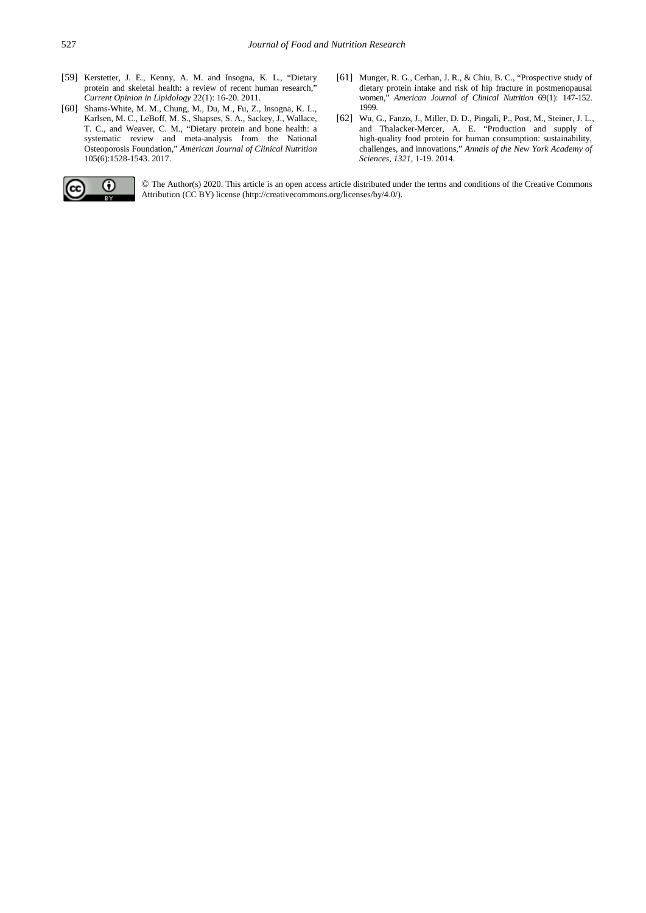[59] Kerstetter, J. E., Kenny, A. M. and Insogna, K. L., "Dietary protein and skeletal health: a review of recent human research," *Current Opinion in Lipidology* 22(1): 16-20. 2011.

[60] Shams-White, M. M., Chung, M., Du, M., Fu, Z., Insogna, K. L., Karlsen, M. C., LeBoff, M. S., Shapses, S. A., Sackey, J., Wallace, T. C., and Weaver, C. M., "Dietary protein and bone health: a systematic review and meta-analysis from the National Osteoporosis Foundation," *American Journal of Clinical Nutrition* 105(6):1528-1543. 2017.

[61] Munger, R. G., Cerhan, J. R., & Chiu, B. C., "Prospective study of dietary protein intake and risk of hip fracture in postmenopausal women," *American Journal of Clinical Nutrition* 69(1): 147-152. 1999.

[62] Wu, G., Fanzo, J., Miller, D. D., Pingali, P., Post, M., Steiner, J. L., and Thalacker-Mercer, A. E. "Production and supply of high-quality food protein for human consumption: sustainability, challenges, and innovations," *Annals of the New York Academy of Sciences*, *1321*, 1-19. 2014.

© The Author(s) 2020. This article is an open access article distributed under the terms and conditions of the Creative Commons Attribution (CC BY) license (http://creativecommons.org/licenses/by/4.0/).